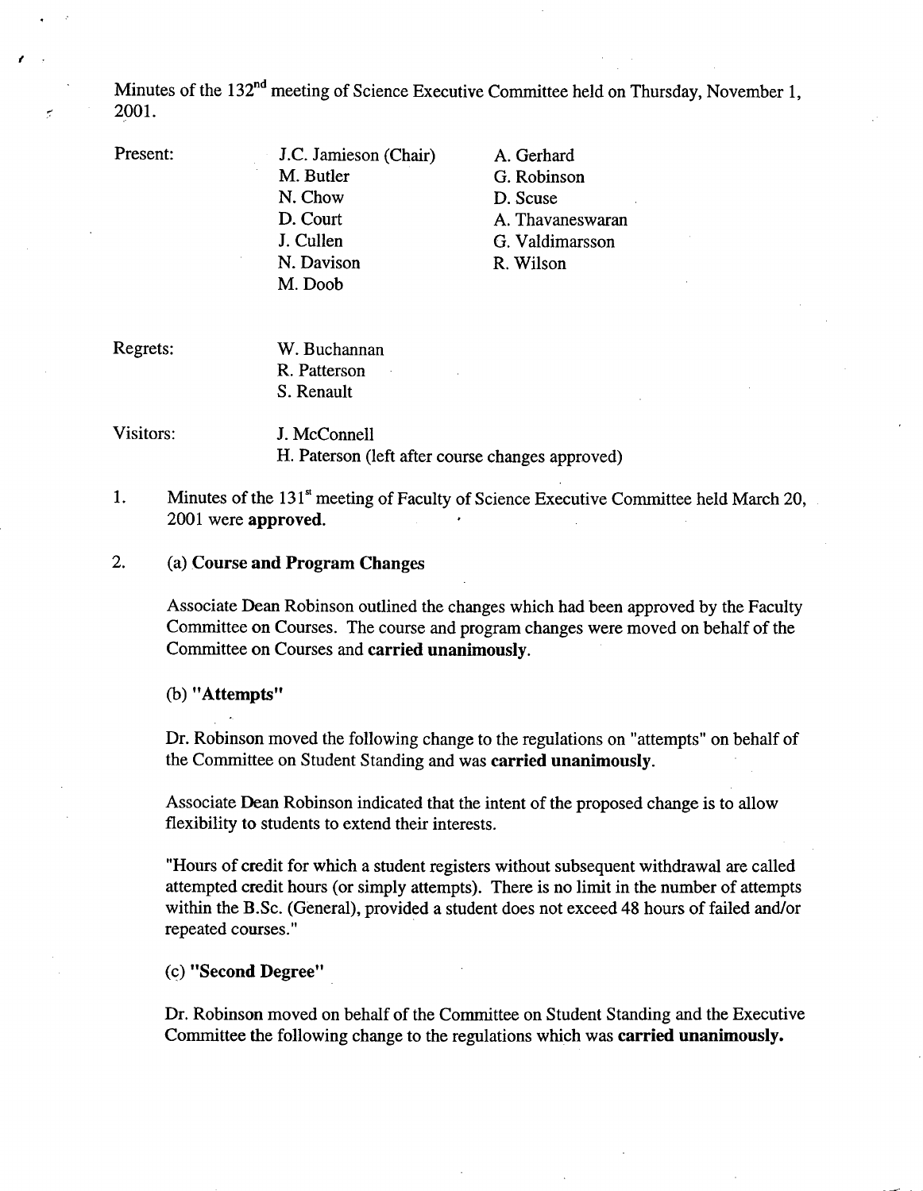Minutes of the 132nd meeting of Science Executive Committee held on Thursday, November 1, 2001.

| Present: | J.C. Jamieson (Chair) | A. Gerhard |
|---|---|---|
| | M. Butler | G. Robinson |
| | N. Chow | D. Scuse |
| | D. Court | A. Thavaneswaran |
| | J. Cullen | G. Valdimarsson |
| | N. Davison | R. Wilson |
| | M. Doob | |

Regrets: W. Buchannan
R. Patterson
S. Renault

Visitors: J. McConnell
H. Paterson (left after course changes approved)

1. Minutes of the 131st meeting of Faculty of Science Executive Committee held March 20, 2001 were **approved.**

2. (a) **Course and Program Changes**

   Associate Dean Robinson outlined the changes which had been approved by the Faculty Committee on Courses. The course and program changes were moved on behalf of the Committee on Courses and **carried unanimously**.

   (b) **"Attempts"**

   Dr. Robinson moved the following change to the regulations on "attempts" on behalf of the Committee on Student Standing and was **carried unanimously**.

   Associate Dean Robinson indicated that the intent of the proposed change is to allow flexibility to students to extend their interests.

   "Hours of credit for which a student registers without subsequent withdrawal are called attempted credit hours (or simply attempts). There is no limit in the number of attempts within the B.Sc. (General), provided a student does not exceed 48 hours of failed and/or repeated courses."

   (c) **"Second Degree"**

   Dr. Robinson moved on behalf of the Committee on Student Standing and the Executive Committee the following change to the regulations which was **carried unanimously.**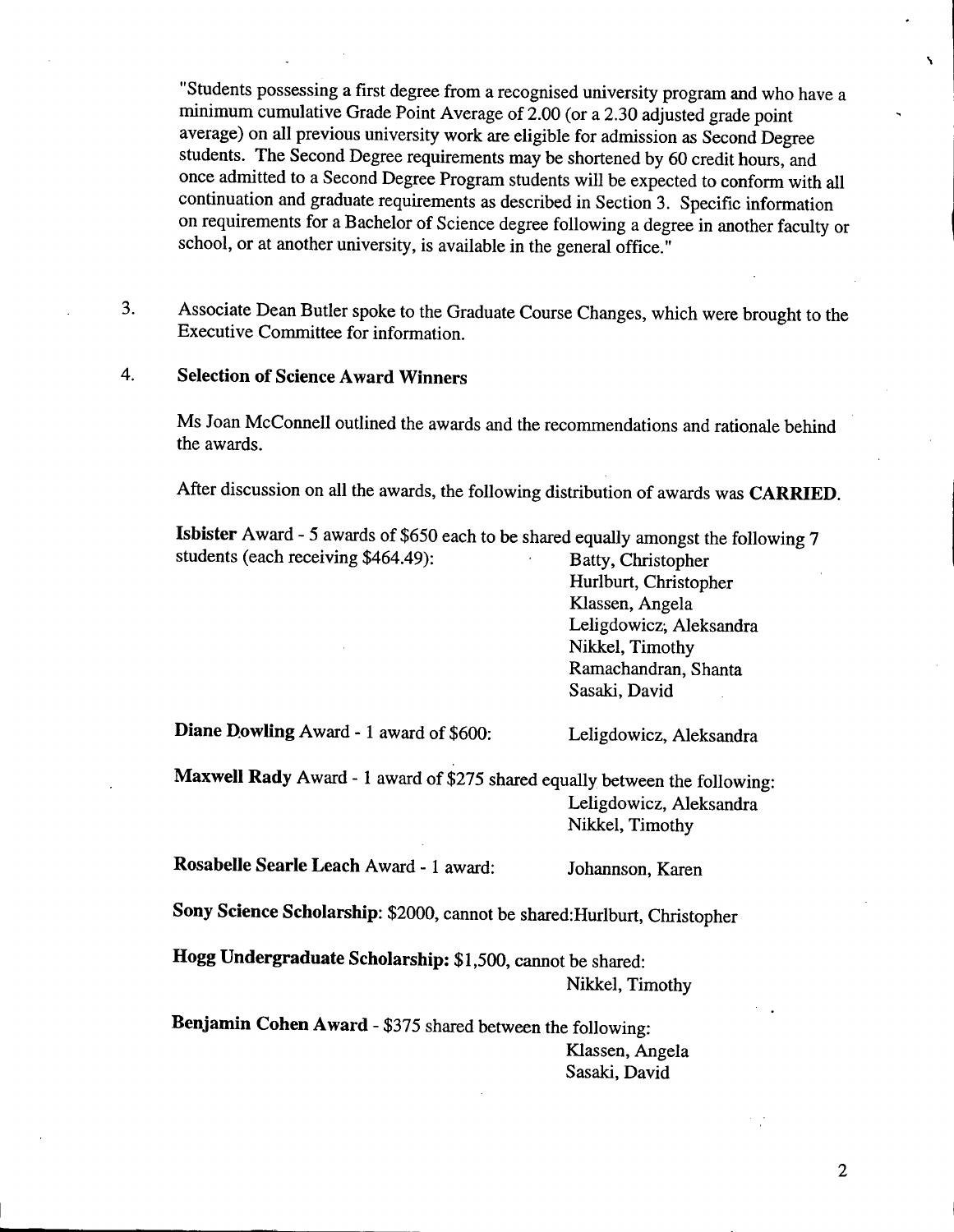"Students possessing a first degree from a recognised university program and who have a minimum cumulative Grade Point Average of 2.00 (or a 2.30 adjusted grade point average) on all previous university work are eligible for admission as Second Degree students. The Second Degree requirements may be shortened by 60 credit hours, and once admitted to a Second Degree Program students will be expected to conform with all continuation and graduate requirements as described in Section 3. Specific information on requirements for a Bachelor of Science degree following a degree in another faculty or school, or at another university, is available in the general office."

3. Associate Dean Butler spoke to the Graduate Course Changes, which were brought to the Executive Committee for information.

4. **Selection of Science Award Winners**

   Ms Joan McConnell outlined the awards and the recommendations and rationale behind the awards.

   After discussion on all the awards, the following distribution of awards was **CARRIED**.

   **Isbister** Award - 5 awards of $650 each to be shared equally amongst the following 7 students (each receiving $464.49):

   - Batty, Christopher
   - Hurlburt, Christopher
   - Klassen, Angela
   - Leligdowicz, Aleksandra
   - Nikkel, Timothy
   - Ramachandran, Shanta
   - Sasaki, David

   **Diane Dowling** Award - 1 award of $600: Leligdowicz, Aleksandra

   **Maxwell Rady** Award - 1 award of $275 shared equally between the following:

   - Leligdowicz, Aleksandra
   - Nikkel, Timothy

   **Rosabelle Searle Leach** Award - 1 award: Johannson, Karen

   **Sony Science Scholarship:** $2000, cannot be shared: Hurlburt, Christopher

   **Hogg Undergraduate Scholarship:** $1,500, cannot be shared: Nikkel, Timothy

   **Benjamin Cohen Award** - $375 shared between the following:

   - Klassen, Angela
   - Sasaki, David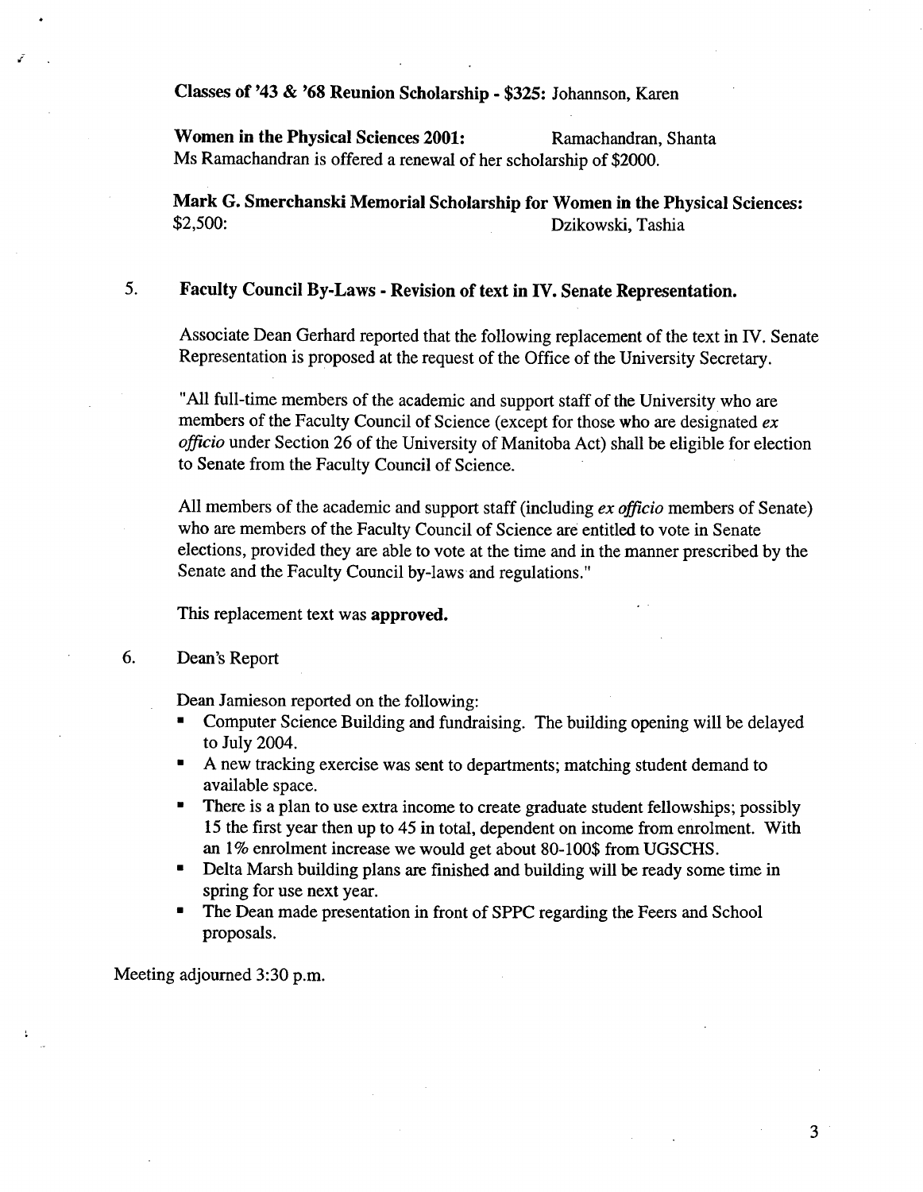**Classes of '43 & '68 Reunion Scholarship - $325:** Johannson, Karen

**Women in the Physical Sciences 2001:** Ramachandran, Shanta
Ms Ramachandran is offered a renewal of her scholarship of $2000.

**Mark G. Smerchanski Memorial Scholarship for Women in the Physical Sciences:**
$2,500: Dzikowski, Tashia

5. **Faculty Council By-Laws - Revision of text in IV. Senate Representation.**

   Associate Dean Gerhard reported that the following replacement of the text in IV. Senate Representation is proposed at the request of the Office of the University Secretary.

   "All full-time members of the academic and support staff of the University who are members of the Faculty Council of Science (except for those who are designated *ex officio* under Section 26 of the University of Manitoba Act) shall be eligible for election to Senate from the Faculty Council of Science.

   All members of the academic and support staff (including *ex officio* members of Senate) who are members of the Faculty Council of Science are entitled to vote in Senate elections, provided they are able to vote at the time and in the manner prescribed by the Senate and the Faculty Council by-laws and regulations."

   This replacement text was **approved.**

6. Dean's Report

   Dean Jamieson reported on the following:

   - Computer Science Building and fundraising. The building opening will be delayed to July 2004.
   - A new tracking exercise was sent to departments; matching student demand to available space.
   - There is a plan to use extra income to create graduate student fellowships; possibly 15 the first year then up to 45 in total, dependent on income from enrolment. With an 1% enrolment increase we would get about 80-100$ from UGSCHS.
   - Delta Marsh building plans are finished and building will be ready some time in spring for use next year.
   - The Dean made presentation in front of SPPC regarding the Feers and School proposals.

Meeting adjourned 3:30 p.m.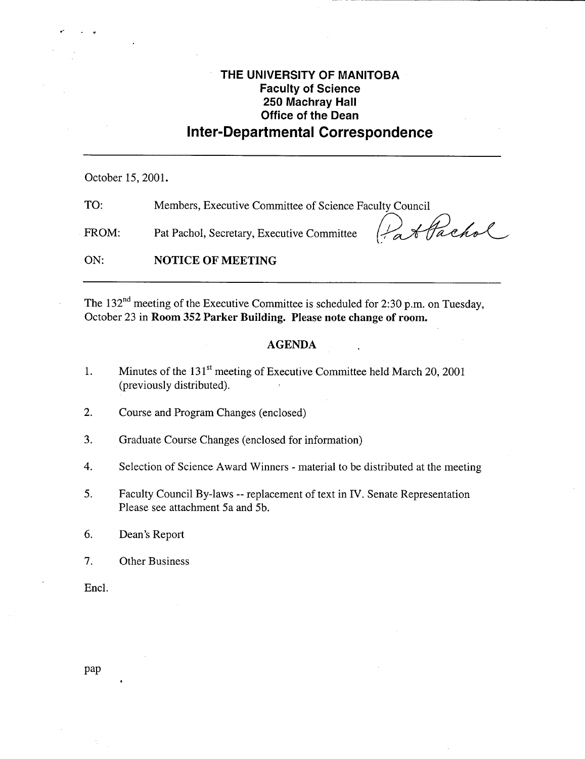# THE UNIVERSITY OF MANITOBA
## Faculty of Science
## 250 Machray Hall
## Office of the Dean
# Inter-Departmental Correspondence

October 15, 2001.

TO: Members, Executive Committee of Science Faculty Council

FROM: Pat Pachol, Secretary, Executive Committee *Pat Pachol*

ON: **NOTICE OF MEETING**

The 132nd meeting of the Executive Committee is scheduled for 2:30 p.m. on Tuesday, October 23 in **Room 352 Parker Building. Please note change of room.**

**AGENDA**

1. Minutes of the 131st meeting of Executive Committee held March 20, 2001 (previously distributed).
2. Course and Program Changes (enclosed)
3. Graduate Course Changes (enclosed for information)
4. Selection of Science Award Winners - material to be distributed at the meeting
5. Faculty Council By-laws -- replacement of text in IV. Senate Representation Please see attachment 5a and 5b.
6. Dean's Report
7. Other Business

Encl.

pap